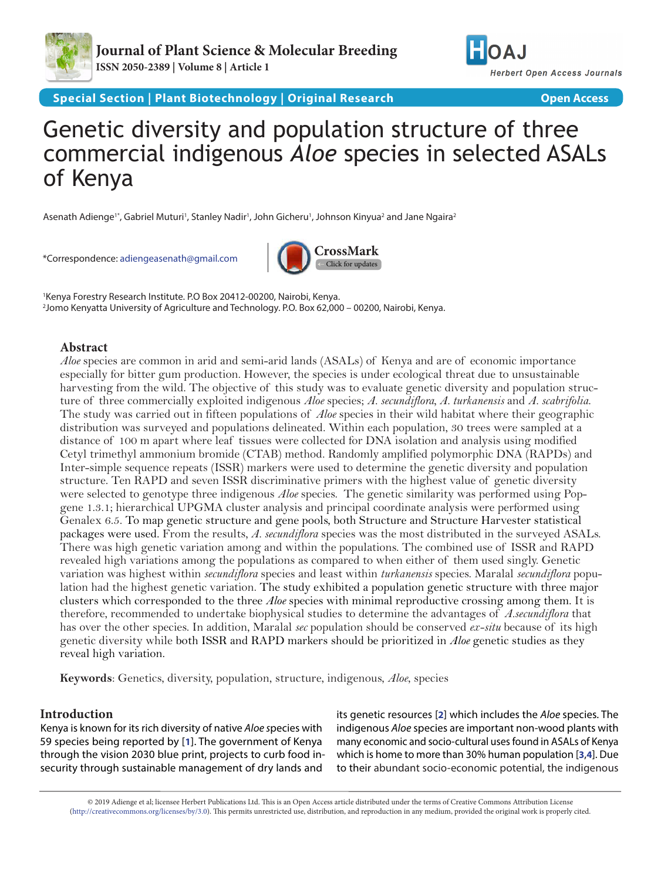Special Section | Plant Biotechnology | Original Research — Open Access

# Genetic diversity and population structure of three commercial indigenous *Aloe* species in selected ASALs of Kenya

Asenath Adienge[1*], Gabriel Muturi[1], Stanley Nadir[1], John Gicheru[1], Johnson Kinyua[2] and Jane Ngaira[2]

*Correspondence: adiengeasenath@gmail.com

[1]Kenya Forestry Research Institute. P.O Box 20412-00200, Nairobi, Kenya.
[2]Jomo Kenyatta University of Agriculture and Technology. P.O. Box 62,000 – 00200, Nairobi, Kenya.

## Abstract

*Aloe* species are common in arid and semi-arid lands (ASALs) of Kenya and are of economic importance especially for bitter gum production. However, the species is under ecological threat due to unsustainable harvesting from the wild. The objective of this study was to evaluate genetic diversity and population structure of three commercially exploited indigenous *Aloe* species; *A. secundiflora*, *A. turkanensis* and *A. scabrifolia.* The study was carried out in fifteen populations of *Aloe* species in their wild habitat where their geographic distribution was surveyed and populations delineated. Within each population, 30 trees were sampled at a distance of 100 m apart where leaf tissues were collected for DNA isolation and analysis using modified Cetyl trimethyl ammonium bromide (CTAB) method. Randomly amplified polymorphic DNA (RAPDs) and Inter-simple sequence repeats (ISSR) markers were used to determine the genetic diversity and population structure. Ten RAPD and seven ISSR discriminative primers with the highest value of genetic diversity were selected to genotype three indigenous *Aloe* species. The genetic similarity was performed using Popgene 1.3.1; hierarchical UPGMA cluster analysis and principal coordinate analysis were performed using Genalex 6.5. To map genetic structure and gene pools, both Structure and Structure Harvester statistical packages were used. From the results, *A. secundiflora* species was the most distributed in the surveyed ASALs. There was high genetic variation among and within the populations. The combined use of ISSR and RAPD revealed high variations among the populations as compared to when either of them used singly. Genetic variation was highest within *secundiflora* species and least within *turkanensis* species. Maralal *secundiflora* population had the highest genetic variation. The study exhibited a population genetic structure with three major clusters which corresponded to the three *Aloe* species with minimal reproductive crossing among them. It is therefore, recommended to undertake biophysical studies to determine the advantages of *A.secundiflora* that has over the other species. In addition, Maralal *sec* population should be conserved *ex-situ* because of its high genetic diversity while both ISSR and RAPD markers should be prioritized in *Aloe* genetic studies as they reveal high variation.

**Keywords**: Genetics, diversity, population, structure, indigenous, *Aloe*, species

## Introduction

Kenya is known for its rich diversity of native *Aloe* species with 59 species being reported by [1]. The government of Kenya through the vision 2030 blue print, projects to curb food insecurity through sustainable management of dry lands and its genetic resources [2] which includes the *Aloe* species. The indigenous *Aloe* species are important non-wood plants with many economic and socio-cultural uses found in ASALs of Kenya which is home to more than 30% human population [3,4]. Due to their abundant socio-economic potential, the indigenous

© 2019 Adienge et al; licensee Herbert Publications Ltd. This is an Open Access article distributed under the terms of Creative Commons Attribution License (http://creativecommons.org/licenses/by/3.0). This permits unrestricted use, distribution, and reproduction in any medium, provided the original work is properly cited.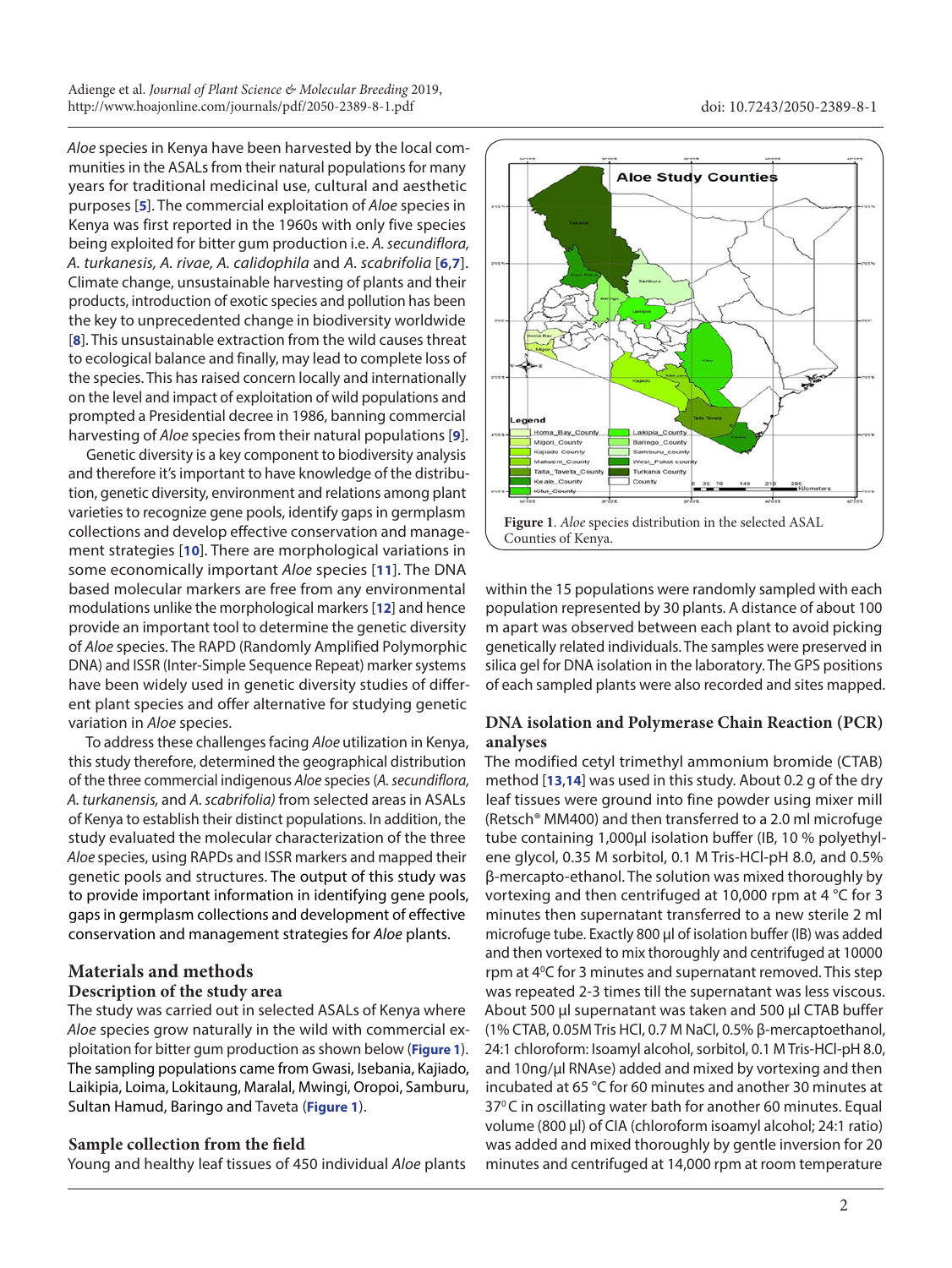*Aloe* species in Kenya have been harvested by the local communities in the ASALs from their natural populations for many years for traditional medicinal use, cultural and aesthetic purposes [5]. The commercial exploitation of *Aloe* species in Kenya was first reported in the 1960s with only five species being exploited for bitter gum production i.e. *A. secundiflora, A. turkanesis, A. rivae, A. calidophila* and *A. scabrifolia* [6,7]. Climate change, unsustainable harvesting of plants and their products, introduction of exotic species and pollution has been the key to unprecedented change in biodiversity worldwide [8]. This unsustainable extraction from the wild causes threat to ecological balance and finally, may lead to complete loss of the species. This has raised concern locally and internationally on the level and impact of exploitation of wild populations and prompted a Presidential decree in 1986, banning commercial harvesting of *Aloe* species from their natural populations [9].

Genetic diversity is a key component to biodiversity analysis and therefore it's important to have knowledge of the distribution, genetic diversity, environment and relations among plant varieties to recognize gene pools, identify gaps in germplasm collections and develop effective conservation and management strategies [10]. There are morphological variations in some economically important *Aloe* species [11]. The DNA based molecular markers are free from any environmental modulations unlike the morphological markers [12] and hence provide an important tool to determine the genetic diversity of *Aloe* species. The RAPD (Randomly Amplified Polymorphic DNA) and ISSR (Inter-Simple Sequence Repeat) marker systems have been widely used in genetic diversity studies of different plant species and offer alternative for studying genetic variation in *Aloe* species.

To address these challenges facing *Aloe* utilization in Kenya, this study therefore, determined the geographical distribution of the three commercial indigenous *Aloe* species (*A. secundiflora, A. turkanensis,* and *A. scabrifolia)* from selected areas in ASALs of Kenya to establish their distinct populations. In addition, the study evaluated the molecular characterization of the three *Aloe* species, using RAPDs and ISSR markers and mapped their genetic pools and structures. The output of this study was to provide important information in identifying gene pools, gaps in germplasm collections and development of effective conservation and management strategies for *Aloe* plants.

## Materials and methods

### Description of the study area

The study was carried out in selected ASALs of Kenya where *Aloe* species grow naturally in the wild with commercial exploitation for bitter gum production as shown below (**Figure 1**). The sampling populations came from Gwasi, Isebania, Kajiado, Laikipia, Loima, Lokitaung, Maralal, Mwingi, Oropoi, Samburu, Sultan Hamud, Baringo and Taveta (**Figure 1**).

**Figure 1**. *Aloe* species distribution in the selected ASAL Counties of Kenya.

### Sample collection from the field

Young and healthy leaf tissues of 450 individual *Aloe* plants within the 15 populations were randomly sampled with each population represented by 30 plants. A distance of about 100 m apart was observed between each plant to avoid picking genetically related individuals. The samples were preserved in silica gel for DNA isolation in the laboratory. The GPS positions of each sampled plants were also recorded and sites mapped.

### DNA isolation and Polymerase Chain Reaction (PCR) analyses

The modified cetyl trimethyl ammonium bromide (CTAB) method [13,14] was used in this study. About 0.2 g of the dry leaf tissues were ground into fine powder using mixer mill (Retsch® MM400) and then transferred to a 2.0 ml microfuge tube containing 1,000µl isolation buffer (IB, 10 % polyethylene glycol, 0.35 M sorbitol, 0.1 M Tris-HCl-pH 8.0, and 0.5% β-mercapto-ethanol. The solution was mixed thoroughly by vortexing and then centrifuged at 10,000 rpm at 4 °C for 3 minutes then supernatant transferred to a new sterile 2 ml microfuge tube. Exactly 800 µl of isolation buffer (IB) was added and then vortexed to mix thoroughly and centrifuged at 10000 rpm at 4°C for 3 minutes and supernatant removed. This step was repeated 2-3 times till the supernatant was less viscous. About 500 µl supernatant was taken and 500 µl CTAB buffer (1% CTAB, 0.05M Tris HCl, 0.7 M NaCl, 0.5% β-mercaptoethanol, 24:1 chloroform: Isoamyl alcohol, sorbitol, 0.1 M Tris-HCl-pH 8.0, and 10ng/µl RNAse) added and mixed by vortexing and then incubated at 65 °C for 60 minutes and another 30 minutes at 37°C in oscillating water bath for another 60 minutes. Equal volume (800 µl) of CIA (chloroform isoamyl alcohol; 24:1 ratio) was added and mixed thoroughly by gentle inversion for 20 minutes and centrifuged at 14,000 rpm at room temperature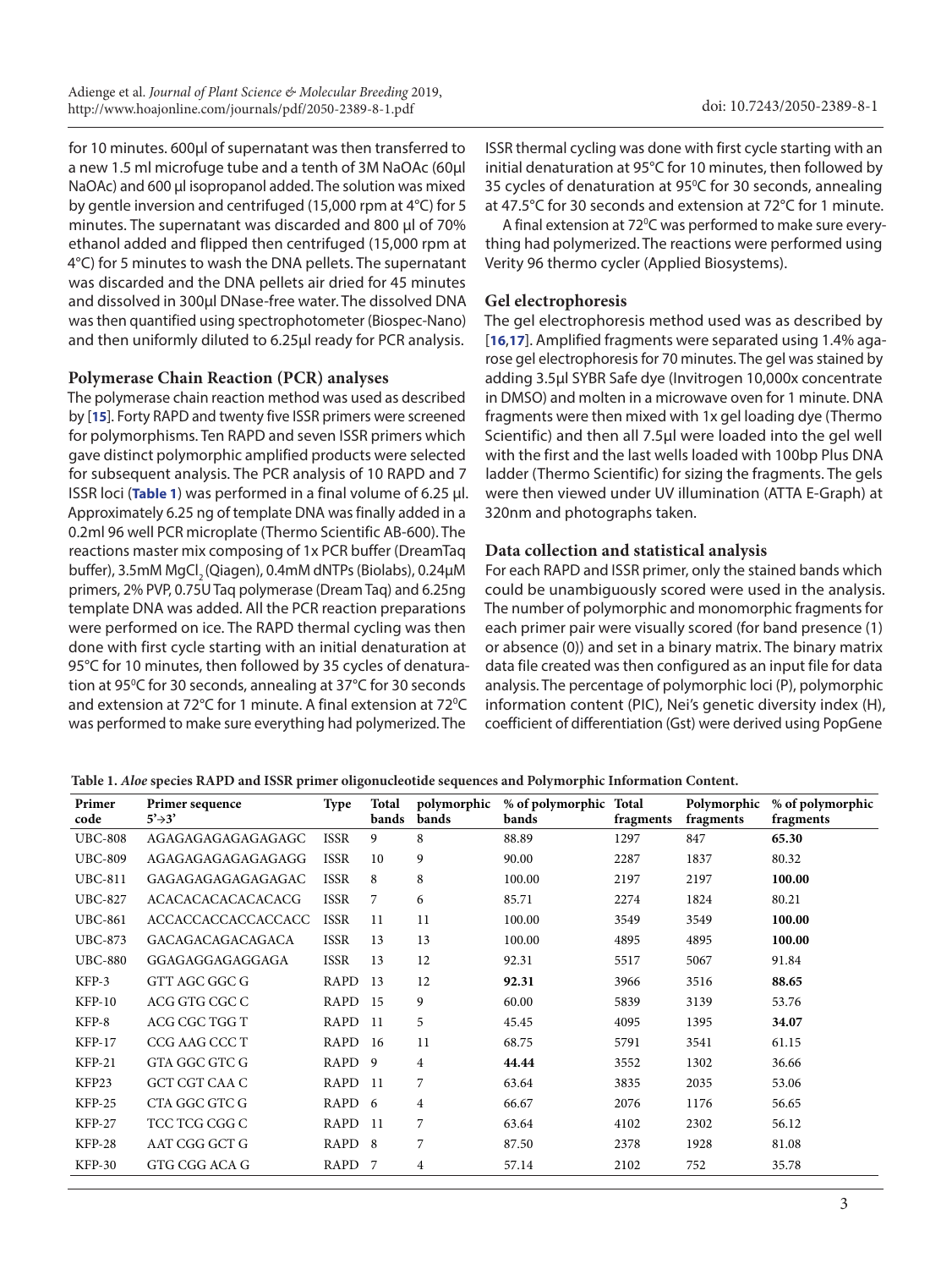for 10 minutes. 600µl of supernatant was then transferred to a new 1.5 ml microfuge tube and a tenth of 3M NaOAc (60µl NaOAc) and 600 µl isopropanol added. The solution was mixed by gentle inversion and centrifuged (15,000 rpm at 4°C) for 5 minutes. The supernatant was discarded and 800 µl of 70% ethanol added and flipped then centrifuged (15,000 rpm at 4°C) for 5 minutes to wash the DNA pellets. The supernatant was discarded and the DNA pellets air dried for 45 minutes and dissolved in 300µl DNase-free water. The dissolved DNA was then quantified using spectrophotometer (Biospec-Nano) and then uniformly diluted to 6.25µl ready for PCR analysis.

### Polymerase Chain Reaction (PCR) analyses

The polymerase chain reaction method was used as described by [15]. Forty RAPD and twenty five ISSR primers were screened for polymorphisms. Ten RAPD and seven ISSR primers which gave distinct polymorphic amplified products were selected for subsequent analysis. The PCR analysis of 10 RAPD and 7 ISSR loci (**Table 1**) was performed in a final volume of 6.25 µl. Approximately 6.25 ng of template DNA was finally added in a 0.2ml 96 well PCR microplate (Thermo Scientific AB-600). The reactions master mix composing of 1x PCR buffer (DreamTaq buffer), 3.5mM $MgCl_2$ (Qiagen), 0.4mM dNTPs (Biolabs), 0.24µM primers, 2% PVP, 0.75U Taq polymerase (Dream Taq) and 6.25ng template DNA was added. All the PCR reaction preparations were performed on ice. The RAPD thermal cycling was then done with first cycle starting with an initial denaturation at 95°C for 10 minutes, then followed by 35 cycles of denaturation at 95°C for 30 seconds, annealing at 37°C for 30 seconds and extension at 72°C for 1 minute. A final extension at 72°C was performed to make sure everything had polymerized. The ISSR thermal cycling was done with first cycle starting with an initial denaturation at 95°C for 10 minutes, then followed by 35 cycles of denaturation at 95°C for 30 seconds, annealing at 47.5°C for 30 seconds and extension at 72°C for 1 minute.

A final extension at 72°C was performed to make sure everything had polymerized. The reactions were performed using Verity 96 thermo cycler (Applied Biosystems).

### Gel electrophoresis

The gel electrophoresis method used was as described by [16,17]. Amplified fragments were separated using 1.4% agarose gel electrophoresis for 70 minutes. The gel was stained by adding 3.5µl SYBR Safe dye (Invitrogen 10,000x concentrate in DMSO) and molten in a microwave oven for 1 minute. DNA fragments were then mixed with 1x gel loading dye (Thermo Scientific) and then all 7.5µl were loaded into the gel well with the first and the last wells loaded with 100bp Plus DNA ladder (Thermo Scientific) for sizing the fragments. The gels were then viewed under UV illumination (ATTA E-Graph) at 320nm and photographs taken.

### Data collection and statistical analysis

For each RAPD and ISSR primer, only the stained bands which could be unambiguously scored were used in the analysis. The number of polymorphic and monomorphic fragments for each primer pair were visually scored (for band presence (1) or absence (0)) and set in a binary matrix. The binary matrix data file created was then configured as an input file for data analysis. The percentage of polymorphic loci (P), polymorphic information content (PIC), Nei's genetic diversity index (H), coefficient of differentiation (Gst) were derived using PopGene

**Table 1.** ***Aloe*** **species RAPD and ISSR primer oligonucleotide sequences and Polymorphic Information Content.**

| Primer code | Primer sequence 5'→3' | Type | Total bands | polymorphic bands | % of polymorphic bands | Total fragments | Polymorphic fragments | % of polymorphic fragments |
|---|---|---|---|---|---|---|---|---|
| UBC-808 | AGAGAGAGAGAGAGAGC | ISSR | 9 | 8 | 88.89 | 1297 | 847 | **65.30** |
| UBC-809 | AGAGAGAGAGAGAGAGG | ISSR | 10 | 9 | 90.00 | 2287 | 1837 | 80.32 |
| UBC-811 | GAGAGAGAGAGAGAGAC | ISSR | 8 | 8 | 100.00 | 2197 | 2197 | **100.00** |
| UBC-827 | ACACACACACACACACG | ISSR | 7 | 6 | 85.71 | 2274 | 1824 | 80.21 |
| UBC-861 | ACCACCACCACCACCACC | ISSR | 11 | 11 | 100.00 | 3549 | 3549 | **100.00** |
| UBC-873 | GACAGACAGACAGACA | ISSR | 13 | 13 | 100.00 | 4895 | 4895 | **100.00** |
| UBC-880 | GGAGAGGAGAGGAGA | ISSR | 13 | 12 | 92.31 | 5517 | 5067 | 91.84 |
| KFP-3 | GTT AGC GGC G | RAPD | 13 | 12 | **92.31** | 3966 | 3516 | **88.65** |
| KFP-10 | ACG GTG CGC C | RAPD | 15 | 9 | 60.00 | 5839 | 3139 | 53.76 |
| KFP-8 | ACG CGC TGG T | RAPD | 11 | 5 | 45.45 | 4095 | 1395 | **34.07** |
| KFP-17 | CCG AAG CCC T | RAPD | 16 | 11 | 68.75 | 5791 | 3541 | 61.15 |
| KFP-21 | GTA GGC GTC G | RAPD | 9 | 4 | **44.44** | 3552 | 1302 | 36.66 |
| KFP23 | GCT CGT CAA C | RAPD | 11 | 7 | 63.64 | 3835 | 2035 | 53.06 |
| KFP-25 | CTA GGC GTC G | RAPD | 6 | 4 | 66.67 | 2076 | 1176 | 56.65 |
| KFP-27 | TCC TCG CGG C | RAPD | 11 | 7 | 63.64 | 4102 | 2302 | 56.12 |
| KFP-28 | AAT CGG GCT G | RAPD | 8 | 7 | 87.50 | 2378 | 1928 | 81.08 |
| KFP-30 | GTG CGG ACA G | RAPD | 7 | 4 | 57.14 | 2102 | 752 | 35.78 |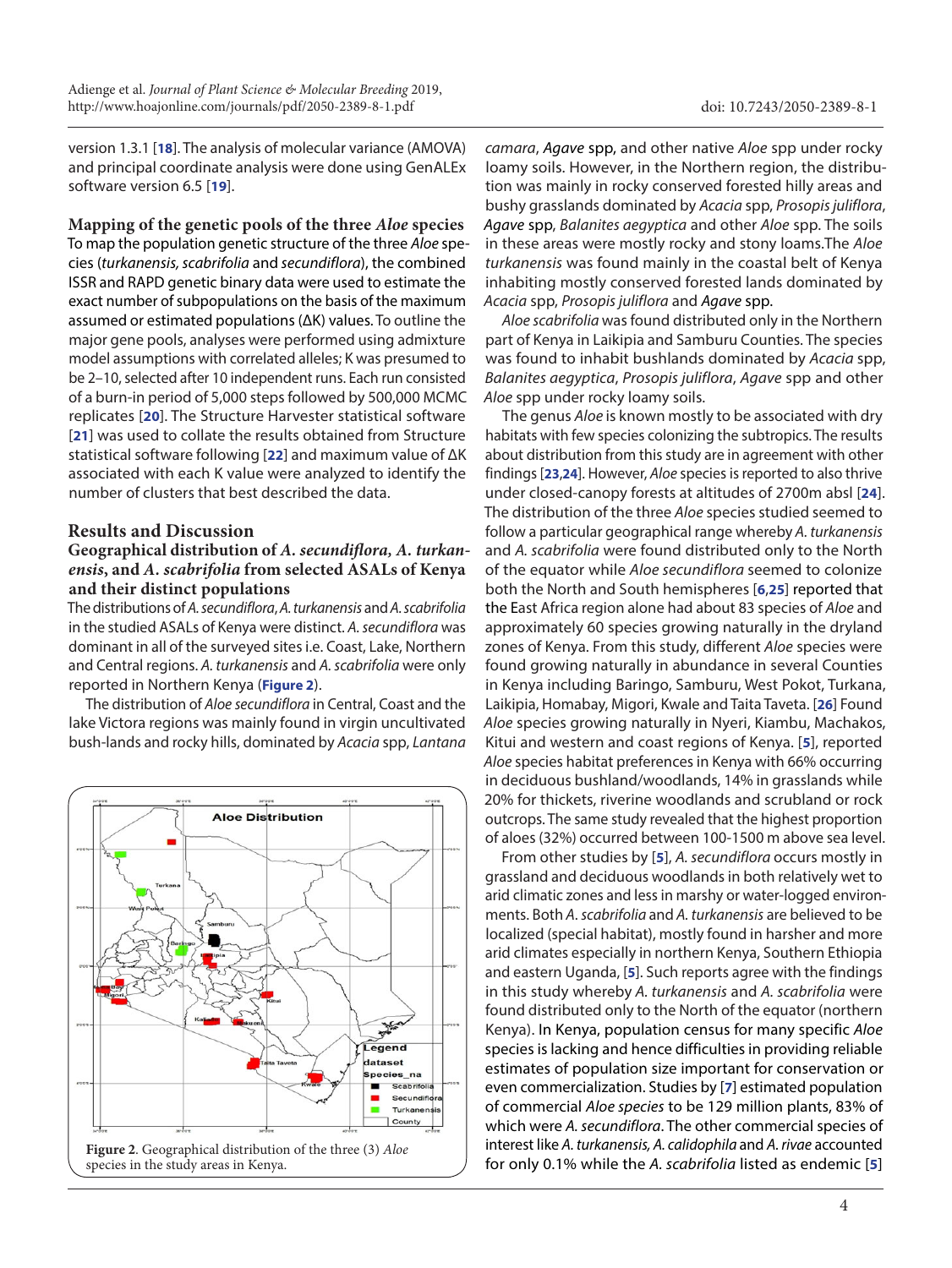version 1.3.1 [18]. The analysis of molecular variance (AMOVA) and principal coordinate analysis were done using GenALEx software version 6.5 [19].

### Mapping of the genetic pools of the three *Aloe* species

To map the population genetic structure of the three *Aloe* species (*turkanensis, scabrifolia* and *secundiflora*), the combined ISSR and RAPD genetic binary data were used to estimate the exact number of subpopulations on the basis of the maximum assumed or estimated populations (ΔK) values. To outline the major gene pools, analyses were performed using admixture model assumptions with correlated alleles; K was presumed to be 2–10, selected after 10 independent runs. Each run consisted of a burn-in period of 5,000 steps followed by 500,000 MCMC replicates [20]. The Structure Harvester statistical software [21] was used to collate the results obtained from Structure statistical software following [22] and maximum value of ΔK associated with each K value were analyzed to identify the number of clusters that best described the data.

## Results and Discussion

### Geographical distribution of *A. secundiflora, A. turkanensis*, and *A. scabrifolia* from selected ASALs of Kenya and their distinct populations

The distributions of *A. secundiflora*, *A. turkanensis* and *A. scabrifolia* in the studied ASALs of Kenya were distinct. *A. secundiflora* was dominant in all of the surveyed sites i.e. Coast, Lake, Northern and Central regions. *A. turkanensis* and *A. scabrifolia* were only reported in Northern Kenya (**Figure 2**).

The distribution of *Aloe secundiflora* in Central, Coast and the lake Victora regions was mainly found in virgin uncultivated bush-lands and rocky hills, dominated by *Acacia* spp, *Lantana camara*, *Agave* spp, and other native *Aloe* spp under rocky loamy soils. However, in the Northern region, the distribution was mainly in rocky conserved forested hilly areas and bushy grasslands dominated by *Acacia* spp, *Prosopis juliflora*, *Agave* spp, *Balanites aegyptica* and other *Aloe* spp. The soils in these areas were mostly rocky and stony loams.The *Aloe turkanensis* was found mainly in the coastal belt of Kenya inhabiting mostly conserved forested lands dominated by *Acacia* spp, *Prosopis juliflora* and *Agave* spp.

**Figure 2**. Geographical distribution of the three (3) *Aloe* species in the study areas in Kenya.

*Aloe scabrifolia* was found distributed only in the Northern part of Kenya in Laikipia and Samburu Counties. The species was found to inhabit bushlands dominated by *Acacia* spp, *Balanites aegyptica*, *Prosopis juliflora*, *Agave* spp and other *Aloe* spp under rocky loamy soils.

The genus *Aloe* is known mostly to be associated with dry habitats with few species colonizing the subtropics. The results about distribution from this study are in agreement with other findings [23,24]. However, *Aloe* species is reported to also thrive under closed-canopy forests at altitudes of 2700m absl [24]. The distribution of the three *Aloe* species studied seemed to follow a particular geographical range whereby *A. turkanensis* and *A. scabrifolia* were found distributed only to the North of the equator while *Aloe secundiflora* seemed to colonize both the North and South hemispheres [6,25] reported that the East Africa region alone had about 83 species of *Aloe* and approximately 60 species growing naturally in the dryland zones of Kenya. From this study, different *Aloe* species were found growing naturally in abundance in several Counties in Kenya including Baringo, Samburu, West Pokot, Turkana, Laikipia, Homabay, Migori, Kwale and Taita Taveta. [26] Found *Aloe* species growing naturally in Nyeri, Kiambu, Machakos, Kitui and western and coast regions of Kenya. [5], reported *Aloe* species habitat preferences in Kenya with 66% occurring in deciduous bushland/woodlands, 14% in grasslands while 20% for thickets, riverine woodlands and scrubland or rock outcrops. The same study revealed that the highest proportion of aloes (32%) occurred between 100-1500 m above sea level.

From other studies by [5], *A. secundiflora* occurs mostly in grassland and deciduous woodlands in both relatively wet to arid climatic zones and less in marshy or water-logged environments. Both *A. scabrifolia* and *A. turkanensis* are believed to be localized (special habitat), mostly found in harsher and more arid climates especially in northern Kenya, Southern Ethiopia and eastern Uganda, [5]. Such reports agree with the findings in this study whereby *A. turkanensis* and *A. scabrifolia* were found distributed only to the North of the equator (northern Kenya). In Kenya, population census for many specific *Aloe* species is lacking and hence difficulties in providing reliable estimates of population size important for conservation or even commercialization. Studies by [7] estimated population of commercial *Aloe species* to be 129 million plants, 83% of which were *A. secundiflora*. The other commercial species of interest like *A. turkanensis, A. calidophila* and *A. rivae* accounted for only 0.1% while the *A. scabrifolia* listed as endemic [5]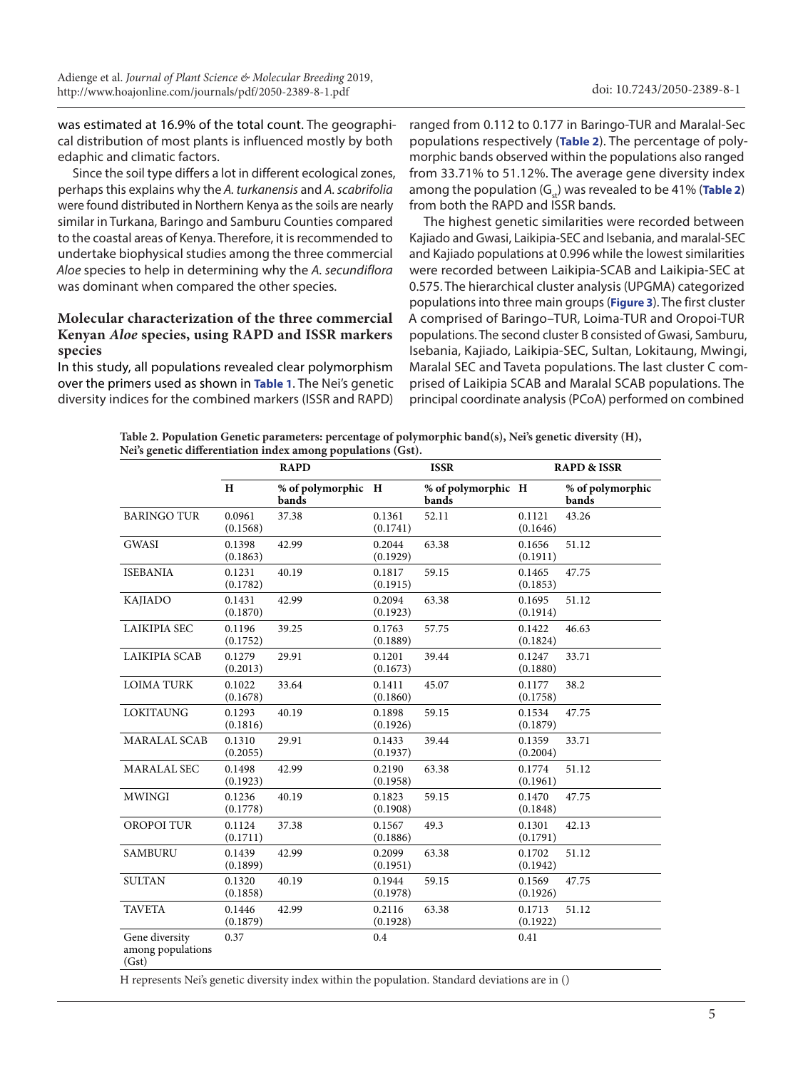was estimated at 16.9% of the total count. The geographical distribution of most plants is influenced mostly by both edaphic and climatic factors.

Since the soil type differs a lot in different ecological zones, perhaps this explains why the *A. turkanensis* and *A. scabrifolia* were found distributed in Northern Kenya as the soils are nearly similar in Turkana, Baringo and Samburu Counties compared to the coastal areas of Kenya. Therefore, it is recommended to undertake biophysical studies among the three commercial *Aloe* species to help in determining why the *A. secundiflora* was dominant when compared the other species.

### Molecular characterization of the three commercial Kenyan *Aloe* species, using RAPD and ISSR markers species

In this study, all populations revealed clear polymorphism over the primers used as shown in **Table 1**. The Nei's genetic diversity indices for the combined markers (ISSR and RAPD) ranged from 0.112 to 0.177 in Baringo-TUR and Maralal-Sec populations respectively (**Table 2**). The percentage of polymorphic bands observed within the populations also ranged from 33.71% to 51.12%. The average gene diversity index among the population ($G_{st}$) was revealed to be 41% (**Table 2**) from both the RAPD and ISSR bands.

The highest genetic similarities were recorded between Kajiado and Gwasi, Laikipia-SEC and Isebania, and maralal-SEC and Kajiado populations at 0.996 while the lowest similarities were recorded between Laikipia-SCAB and Laikipia-SEC at 0.575. The hierarchical cluster analysis (UPGMA) categorized populations into three main groups (**Figure 3**). The first cluster A comprised of Baringo–TUR, Loima-TUR and Oropoi-TUR populations. The second cluster B consisted of Gwasi, Samburu, Isebania, Kajiado, Laikipia-SEC, Sultan, Lokitaung, Mwingi, Maralal SEC and Taveta populations. The last cluster C comprised of Laikipia SCAB and Maralal SCAB populations. The principal coordinate analysis (PCoA) performed on combined

**Table 2. Population Genetic parameters: percentage of polymorphic band(s), Nei's genetic diversity (H), Nei's genetic differentiation index among populations (Gst).**

| | RAPD | | ISSR | | RAPD & ISSR | |
|---|---|---|---|---|---|---|
| | H | % of polymorphic bands | H | % of polymorphic bands | H | % of polymorphic bands |
| BARINGO TUR | 0.0961 (0.1568) | 37.38 | 0.1361 (0.1741) | 52.11 | 0.1121 (0.1646) | 43.26 |
| GWASI | 0.1398 (0.1863) | 42.99 | 0.2044 (0.1929) | 63.38 | 0.1656 (0.1911) | 51.12 |
| ISEBANIA | 0.1231 (0.1782) | 40.19 | 0.1817 (0.1915) | 59.15 | 0.1465 (0.1853) | 47.75 |
| KAJIADO | 0.1431 (0.1870) | 42.99 | 0.2094 (0.1923) | 63.38 | 0.1695 (0.1914) | 51.12 |
| LAIKIPIA SEC | 0.1196 (0.1752) | 39.25 | 0.1763 (0.1889) | 57.75 | 0.1422 (0.1824) | 46.63 |
| LAIKIPIA SCAB | 0.1279 (0.2013) | 29.91 | 0.1201 (0.1673) | 39.44 | 0.1247 (0.1880) | 33.71 |
| LOIMA TURK | 0.1022 (0.1678) | 33.64 | 0.1411 (0.1860) | 45.07 | 0.1177 (0.1758) | 38.2 |
| LOKITAUNG | 0.1293 (0.1816) | 40.19 | 0.1898 (0.1926) | 59.15 | 0.1534 (0.1879) | 47.75 |
| MARALAL SCAB | 0.1310 (0.2055) | 29.91 | 0.1433 (0.1937) | 39.44 | 0.1359 (0.2004) | 33.71 |
| MARALAL SEC | 0.1498 (0.1923) | 42.99 | 0.2190 (0.1958) | 63.38 | 0.1774 (0.1961) | 51.12 |
| MWINGI | 0.1236 (0.1778) | 40.19 | 0.1823 (0.1908) | 59.15 | 0.1470 (0.1848) | 47.75 |
| OROPOI TUR | 0.1124 (0.1711) | 37.38 | 0.1567 (0.1886) | 49.3 | 0.1301 (0.1791) | 42.13 |
| SAMBURU | 0.1439 (0.1899) | 42.99 | 0.2099 (0.1951) | 63.38 | 0.1702 (0.1942) | 51.12 |
| SULTAN | 0.1320 (0.1858) | 40.19 | 0.1944 (0.1978) | 59.15 | 0.1569 (0.1926) | 47.75 |
| TAVETA | 0.1446 (0.1879) | 42.99 | 0.2116 (0.1928) | 63.38 | 0.1713 (0.1922) | 51.12 |
| Gene diversity among populations (Gst) | 0.37 | | 0.4 | | 0.41 | |

H represents Nei's genetic diversity index within the population. Standard deviations are in ()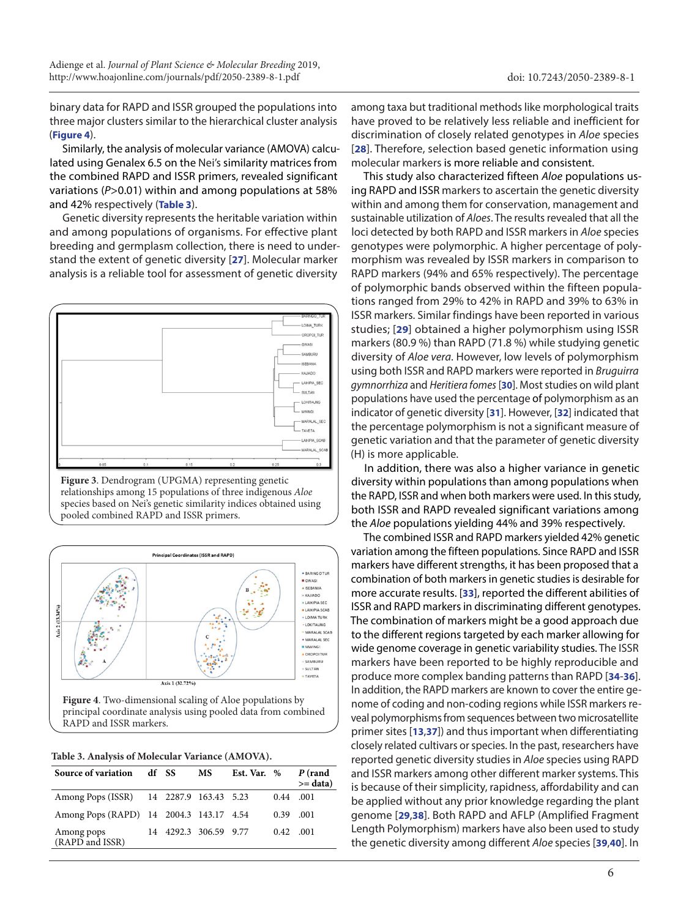binary data for RAPD and ISSR grouped the populations into three major clusters similar to the hierarchical cluster analysis (**Figure 4**).

Similarly, the analysis of molecular variance (AMOVA) calculated using Genalex 6.5 on the Nei's similarity matrices from the combined RAPD and ISSR primers, revealed significant variations (*P*>0.01) within and among populations at 58% and 42% respectively (**Table 3**).

Genetic diversity represents the heritable variation within and among populations of organisms. For effective plant breeding and germplasm collection, there is need to understand the extent of genetic diversity [27]. Molecular marker analysis is a reliable tool for assessment of genetic diversity

**Figure 3**. Dendrogram (UPGMA) representing genetic relationships among 15 populations of three indigenous *Aloe* species based on Nei's genetic similarity indices obtained using pooled combined RAPD and ISSR primers.

**Figure 4**. Two-dimensional scaling of Aloe populations by principal coordinate analysis using pooled data from combined RAPD and ISSR markers.

**Table 3. Analysis of Molecular Variance (AMOVA).**

| Source of variation | df | SS | MS | Est. Var. | % | *P* (rand >= data) |
|---|---|---|---|---|---|---|
| Among Pops (ISSR) | 14 | 2287.9 | 163.43 | 5.23 | 0.44 | .001 |
| Among Pops (RAPD) | 14 | 2004.3 | 143.17 | 4.54 | 0.39 | .001 |
| Among pops (RAPD and ISSR) | 14 | 4292.3 | 306.59 | 9.77 | 0.42 | .001 |

among taxa but traditional methods like morphological traits have proved to be relatively less reliable and inefficient for discrimination of closely related genotypes in *Aloe* species [28]. Therefore, selection based genetic information using molecular markers is more reliable and consistent.

This study also characterized fifteen *Aloe* populations using RAPD and ISSR markers to ascertain the genetic diversity within and among them for conservation, management and sustainable utilization of *Aloes*. The results revealed that all the loci detected by both RAPD and ISSR markers in *Aloe* species genotypes were polymorphic. A higher percentage of polymorphism was revealed by ISSR markers in comparison to RAPD markers (94% and 65% respectively). The percentage of polymorphic bands observed within the fifteen populations ranged from 29% to 42% in RAPD and 39% to 63% in ISSR markers. Similar findings have been reported in various studies; [29] obtained a higher polymorphism using ISSR markers (80.9 %) than RAPD (71.8 %) while studying genetic diversity of *Aloe vera*. However, low levels of polymorphism using both ISSR and RAPD markers were reported in *Bruguirra gymnorrhiza* and *Heritiera fomes* [30]. Most studies on wild plant populations have used the percentage of polymorphism as an indicator of genetic diversity [31]. However, [32] indicated that the percentage polymorphism is not a significant measure of genetic variation and that the parameter of genetic diversity (H) is more applicable.

In addition, there was also a higher variance in genetic diversity within populations than among populations when the RAPD, ISSR and when both markers were used. In this study, both ISSR and RAPD revealed significant variations among the *Aloe* populations yielding 44% and 39% respectively.

The combined ISSR and RAPD markers yielded 42% genetic variation among the fifteen populations. Since RAPD and ISSR markers have different strengths, it has been proposed that a combination of both markers in genetic studies is desirable for more accurate results. [33], reported the different abilities of ISSR and RAPD markers in discriminating different genotypes. The combination of markers might be a good approach due to the different regions targeted by each marker allowing for wide genome coverage in genetic variability studies. The ISSR markers have been reported to be highly reproducible and produce more complex banding patterns than RAPD [34-36]. In addition, the RAPD markers are known to cover the entire genome of coding and non-coding regions while ISSR markers reveal polymorphisms from sequences between two microsatellite primer sites [13,37]) and thus important when differentiating closely related cultivars or species. In the past, researchers have reported genetic diversity studies in *Aloe* species using RAPD and ISSR markers among other different marker systems. This is because of their simplicity, rapidness, affordability and can be applied without any prior knowledge regarding the plant genome [29,38]. Both RAPD and AFLP (Amplified Fragment Length Polymorphism) markers have also been used to study the genetic diversity among different *Aloe* species [39,40]. In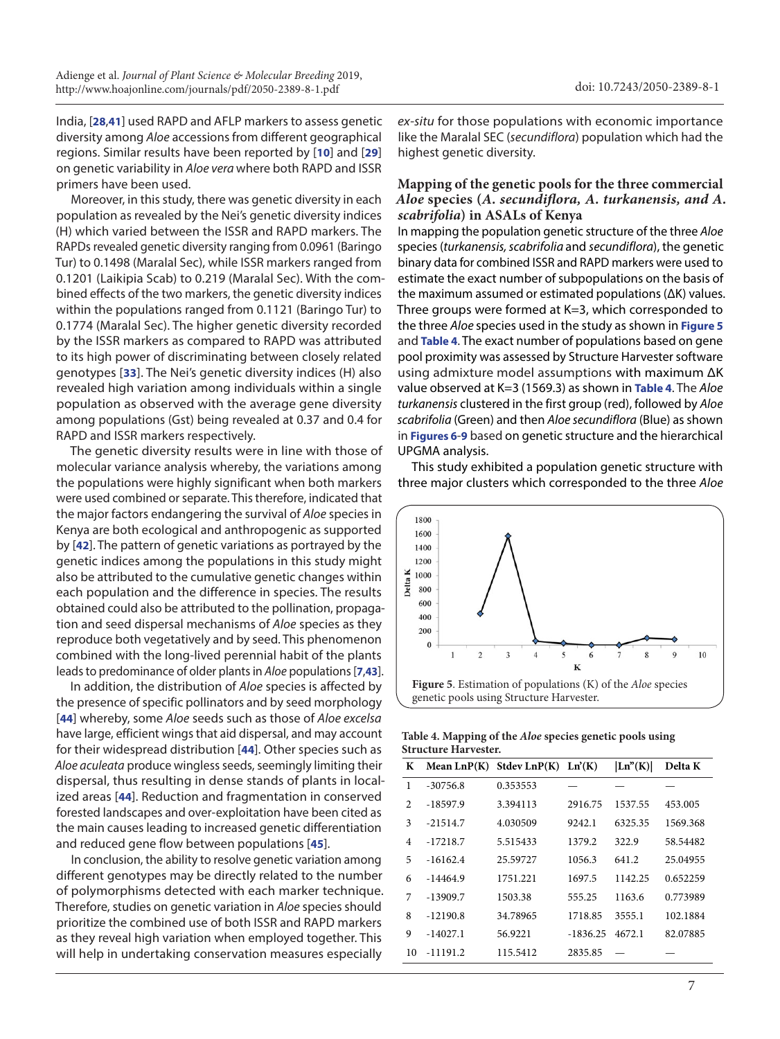India, [28,41] used RAPD and AFLP markers to assess genetic diversity among *Aloe* accessions from different geographical regions. Similar results have been reported by [10] and [29] on genetic variability in *Aloe vera* where both RAPD and ISSR primers have been used.

Moreover, in this study, there was genetic diversity in each population as revealed by the Nei's genetic diversity indices (H) which varied between the ISSR and RAPD markers. The RAPDs revealed genetic diversity ranging from 0.0961 (Baringo Tur) to 0.1498 (Maralal Sec), while ISSR markers ranged from 0.1201 (Laikipia Scab) to 0.219 (Maralal Sec). With the combined effects of the two markers, the genetic diversity indices within the populations ranged from 0.1121 (Baringo Tur) to 0.1774 (Maralal Sec). The higher genetic diversity recorded by the ISSR markers as compared to RAPD was attributed to its high power of discriminating between closely related genotypes [33]. The Nei's genetic diversity indices (H) also revealed high variation among individuals within a single population as observed with the average gene diversity among populations (Gst) being revealed at 0.37 and 0.4 for RAPD and ISSR markers respectively.

The genetic diversity results were in line with those of molecular variance analysis whereby, the variations among the populations were highly significant when both markers were used combined or separate. This therefore, indicated that the major factors endangering the survival of *Aloe* species in Kenya are both ecological and anthropogenic as supported by [42]. The pattern of genetic variations as portrayed by the genetic indices among the populations in this study might also be attributed to the cumulative genetic changes within each population and the difference in species. The results obtained could also be attributed to the pollination, propagation and seed dispersal mechanisms of *Aloe* species as they reproduce both vegetatively and by seed. This phenomenon combined with the long-lived perennial habit of the plants leads to predominance of older plants in *Aloe* populations [7,43].

In addition, the distribution of *Aloe* species is affected by the presence of specific pollinators and by seed morphology [44] whereby, some *Aloe* seeds such as those of *Aloe excelsa* have large, efficient wings that aid dispersal, and may account for their widespread distribution [44]. Other species such as *Aloe aculeata* produce wingless seeds, seemingly limiting their dispersal, thus resulting in dense stands of plants in localized areas [44]. Reduction and fragmentation in conserved forested landscapes and over-exploitation have been cited as the main causes leading to increased genetic differentiation and reduced gene flow between populations [45].

In conclusion, the ability to resolve genetic variation among different genotypes may be directly related to the number of polymorphisms detected with each marker technique. Therefore, studies on genetic variation in *Aloe* species should prioritize the combined use of both ISSR and RAPD markers as they reveal high variation when employed together. This will help in undertaking conservation measures especially *ex-situ* for those populations with economic importance like the Maralal SEC (*secundiflora*) population which had the highest genetic diversity.

### Mapping of the genetic pools for the three commercial *Aloe* species (*A. secundiflora, A. turkanensis, and A. scabrifolia*) in ASALs of Kenya

In mapping the population genetic structure of the three *Aloe* species (*turkanensis, scabrifolia* and *secundiflora*), the genetic binary data for combined ISSR and RAPD markers were used to estimate the exact number of subpopulations on the basis of the maximum assumed or estimated populations (ΔK) values. Three groups were formed at K=3, which corresponded to the three *Aloe* species used in the study as shown in Figure 5 and Table 4. The exact number of populations based on gene pool proximity was assessed by Structure Harvester software using admixture model assumptions with maximum ΔK value observed at K=3 (1569.3) as shown in Table 4. The *Aloe turkanensis* clustered in the first group (red), followed by *Aloe scabrifolia* (Green) and then *Aloe secundiflora* (Blue) as shown in Figures 6-9 based on genetic structure and the hierarchical UPGMA analysis.

This study exhibited a population genetic structure with three major clusters which corresponded to the three *Aloe*

Figure 5. Estimation of populations (K) of the *Aloe* species genetic pools using Structure Harvester.

**Table 4. Mapping of the *Aloe* species genetic pools using Structure Harvester.**

| K | Mean LnP(K) | Stdev LnP(K) | Ln'(K) | \|Ln''(K)\| | Delta K |
|---|---|---|---|---|---|
| 1 | -30756.8 | 0.353553 | — | — | — |
| 2 | -18597.9 | 3.394113 | 2916.75 | 1537.55 | 453.005 |
| 3 | -21514.7 | 4.030509 | 9242.1 | 6325.35 | 1569.368 |
| 4 | -17218.7 | 5.515433 | 1379.2 | 322.9 | 58.54482 |
| 5 | -16162.4 | 25.59727 | 1056.3 | 641.2 | 25.04955 |
| 6 | -14464.9 | 1751.221 | 1697.5 | 1142.25 | 0.652259 |
| 7 | -13909.7 | 1503.38 | 555.25 | 1163.6 | 0.773989 |
| 8 | -12190.8 | 34.78965 | 1718.85 | 3555.1 | 102.1884 |
| 9 | -14027.1 | 56.9221 | -1836.25 | 4672.1 | 82.07885 |
| 10 | -11191.2 | 115.5412 | 2835.85 | — | — |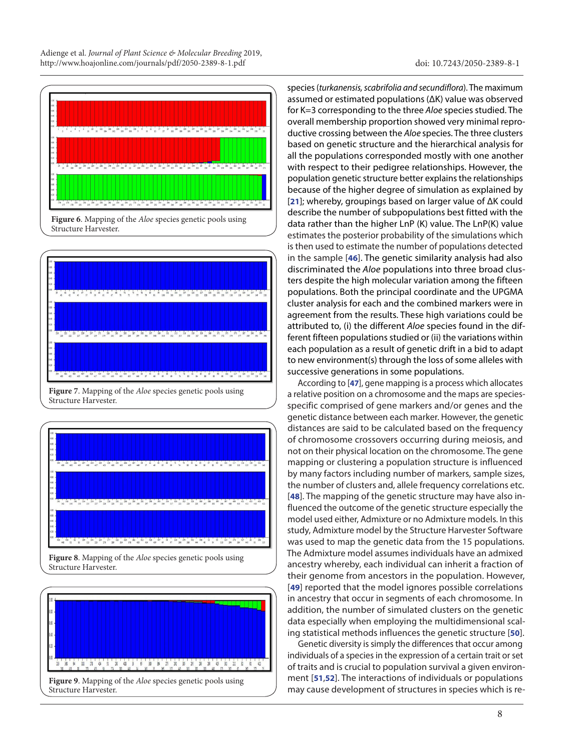Figure 6. Mapping of the *Aloe* species genetic pools using Structure Harvester.

Figure 7. Mapping of the *Aloe* species genetic pools using Structure Harvester.

Figure 8. Mapping of the *Aloe* species genetic pools using Structure Harvester.

Figure 9. Mapping of the *Aloe* species genetic pools using Structure Harvester.

species (*turkanensis, scabrifolia and secundiflora*). The maximum assumed or estimated populations (ΔK) value was observed for K=3 corresponding to the three *Aloe* species studied. The overall membership proportion showed very minimal reproductive crossing between the *Aloe* species. The three clusters based on genetic structure and the hierarchical analysis for all the populations corresponded mostly with one another with respect to their pedigree relationships. However, the population genetic structure better explains the relationships because of the higher degree of simulation as explained by [21]; whereby, groupings based on larger value of ΔK could describe the number of subpopulations best fitted with the data rather than the higher LnP (K) value. The LnP(K) value estimates the posterior probability of the simulations which is then used to estimate the number of populations detected in the sample [46]. The genetic similarity analysis had also discriminated the *Aloe* populations into three broad clusters despite the high molecular variation among the fifteen populations. Both the principal coordinate and the UPGMA cluster analysis for each and the combined markers were in agreement from the results. These high variations could be attributed to, (i) the different *Aloe* species found in the different fifteen populations studied or (ii) the variations within each population as a result of genetic drift in a bid to adapt to new environment(s) through the loss of some alleles with successive generations in some populations.

According to [47], gene mapping is a process which allocates a relative position on a chromosome and the maps are species-specific comprised of gene markers and/or genes and the genetic distance between each marker. However, the genetic distances are said to be calculated based on the frequency of chromosome crossovers occurring during meiosis, and not on their physical location on the chromosome. The gene mapping or clustering a population structure is influenced by many factors including number of markers, sample sizes, the number of clusters and, allele frequency correlations etc. [48]. The mapping of the genetic structure may have also influenced the outcome of the genetic structure especially the model used either, Admixture or no Admixture models. In this study, Admixture model by the Structure Harvester Software was used to map the genetic data from the 15 populations. The Admixture model assumes individuals have an admixed ancestry whereby, each individual can inherit a fraction of their genome from ancestors in the population. However, [49] reported that the model ignores possible correlations in ancestry that occur in segments of each chromosome. In addition, the number of simulated clusters on the genetic data especially when employing the multidimensional scaling statistical methods influences the genetic structure [50].

Genetic diversity is simply the differences that occur among individuals of a species in the expression of a certain trait or set of traits and is crucial to population survival a given environment [51,52]. The interactions of individuals or populations may cause development of structures in species which is re-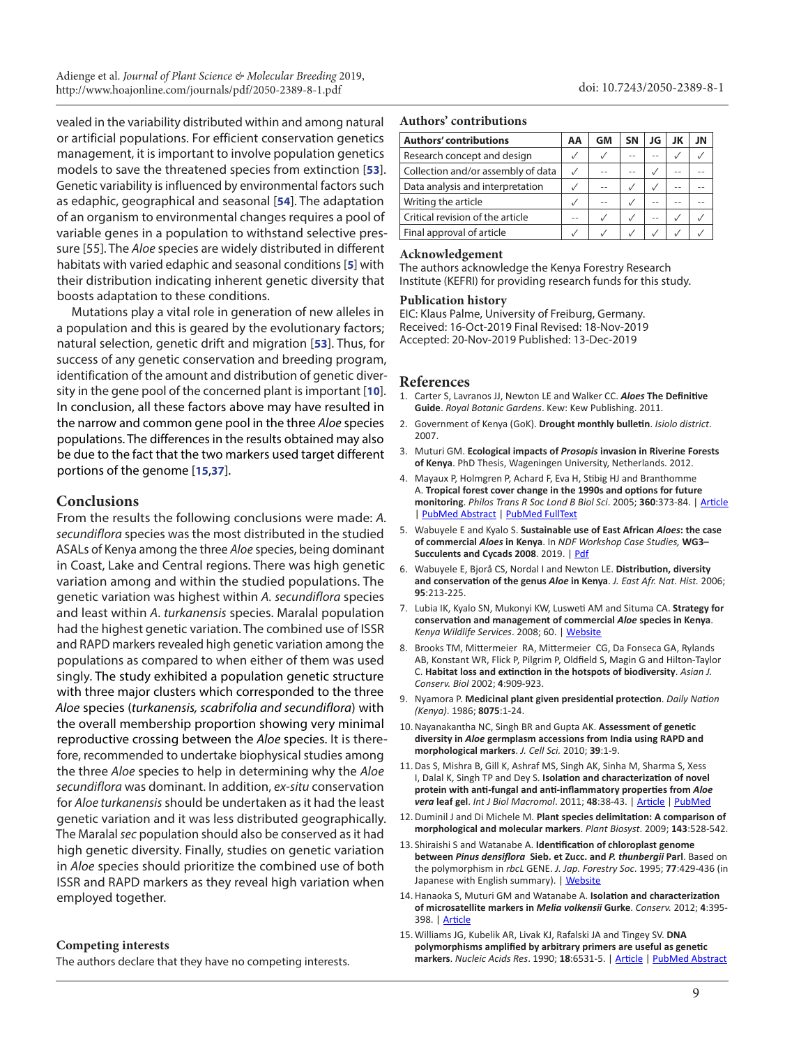vealed in the variability distributed within and among natural or artificial populations. For efficient conservation genetics management, it is important to involve population genetics models to save the threatened species from extinction [53]. Genetic variability is influenced by environmental factors such as edaphic, geographical and seasonal [54]. The adaptation of an organism to environmental changes requires a pool of variable genes in a population to withstand selective pressure [55]. The *Aloe* species are widely distributed in different habitats with varied edaphic and seasonal conditions [5] with their distribution indicating inherent genetic diversity that boosts adaptation to these conditions.

Mutations play a vital role in generation of new alleles in a population and this is geared by the evolutionary factors; natural selection, genetic drift and migration [53]. Thus, for success of any genetic conservation and breeding program, identification of the amount and distribution of genetic diversity in the gene pool of the concerned plant is important [10]. In conclusion, all these factors above may have resulted in the narrow and common gene pool in the three *Aloe* species populations. The differences in the results obtained may also be due to the fact that the two markers used target different portions of the genome [15,37].

## Conclusions

From the results the following conclusions were made: *A. secundiflora* species was the most distributed in the studied ASALs of Kenya among the three *Aloe* species, being dominant in Coast, Lake and Central regions. There was high genetic variation among and within the studied populations. The genetic variation was highest within *A. secundiflora* species and least within *A. turkanensis* species. Maralal population had the highest genetic variation. The combined use of ISSR and RAPD markers revealed high genetic variation among the populations as compared to when either of them was used singly. The study exhibited a population genetic structure with three major clusters which corresponded to the three *Aloe* species (*turkanensis, scabrifolia and secundiflora*) with the overall membership proportion showing very minimal reproductive crossing between the *Aloe* species. It is therefore, recommended to undertake biophysical studies among the three *Aloe* species to help in determining why the *Aloe secundiflora* was dominant. In addition, *ex-situ* conservation for *Aloe turkanensis* should be undertaken as it had the least genetic variation and it was less distributed geographically. The Maralal *sec* population should also be conserved as it had high genetic diversity. Finally, studies on genetic variation in *Aloe* species should prioritize the combined use of both ISSR and RAPD markers as they reveal high variation when employed together.

### Competing interests

The authors declare that they have no competing interests.

### Authors' contributions

| Authors' contributions | AA | GM | SN | JG | JK | JN |
|---|---|---|---|---|---|---|
| Research concept and design | ✓ | ✓ | -- | -- | ✓ | ✓ |
| Collection and/or assembly of data | ✓ | -- | -- | ✓ | -- | -- |
| Data analysis and interpretation | ✓ | -- | ✓ | ✓ | -- | -- |
| Writing the article | ✓ | -- | ✓ | -- | -- | -- |
| Critical revision of the article | -- | ✓ | ✓ | -- | ✓ | ✓ |
| Final approval of article | ✓ | ✓ | ✓ | ✓ | ✓ | ✓ |

### Acknowledgement

The authors acknowledge the Kenya Forestry Research Institute (KEFRI) for providing research funds for this study.

### Publication history

EIC: Klaus Palme, University of Freiburg, Germany.
Received: 16-Oct-2019 Final Revised: 18-Nov-2019
Accepted: 20-Nov-2019 Published: 13-Dec-2019

## References

1. Carter S, Lavranos JJ, Newton LE and Walker CC. ***Aloes* The Definitive Guide**. *Royal Botanic Gardens*. Kew: Kew Publishing. 2011.
2. Government of Kenya (GoK). **Drought monthly bulletin**. *Isiolo district*. 2007.
3. Muturi GM. **Ecological impacts of *Prosopis* invasion in Riverine Forests of Kenya**. PhD Thesis, Wageningen University, Netherlands. 2012.
4. Mayaux P, Holmgren P, Achard F, Eva H, Stibig HJ and Branthomme A. **Tropical forest cover change in the 1990s and options for future monitoring**. *Philos Trans R Soc Lond B Biol Sci*. 2005; **360**:373-84. | Article | PubMed Abstract | PubMed FullText
5. Wabuyele E and Kyalo S. **Sustainable use of East African *Aloes*: the case of commercial *Aloes* in Kenya**. In *NDF Workshop Case Studies,* **WG3–Succulents and Cycads 2008**. 2019. | Pdf
6. Wabuyele E, Bjorå CS, Nordal I and Newton LE. **Distribution, diversity and conservation of the genus *Aloe* in Kenya**. *J. East Afr. Nat. Hist.* 2006; **95**:213-225.
7. Lubia IK, Kyalo SN, Mukonyi KW, Lusweti AM and Situma CA. **Strategy for conservation and management of commercial *Aloe* species in Kenya**. *Kenya Wildlife Services*. 2008; 60. | Website
8. Brooks TM, Mittermeier RA, Mittermeier CG, Da Fonseca GA, Rylands AB, Konstant WR, Flick P, Pilgrim P, Oldfield S, Magin G and Hilton-Taylor C. **Habitat loss and extinction in the hotspots of biodiversity**. *Asian J. Conserv. Biol* 2002; **4**:909-923.
9. Nyamora P. **Medicinal plant given presidential protection**. *Daily Nation (Kenya)*. 1986; **8075**:1-24.
10. Nayanakantha NC, Singh BR and Gupta AK. **Assessment of genetic diversity in *Aloe* germplasm accessions from India using RAPD and morphological markers**. *J. Cell Sci.* 2010; **39**:1-9.
11. Das S, Mishra B, Gill K, Ashraf MS, Singh AK, Sinha M, Sharma S, Xess I, Dalal K, Singh TP and Dey S. **Isolation and characterization of novel protein with anti-fungal and anti-inflammatory properties from *Aloe vera* leaf gel**. *Int J Biol Macromol*. 2011; **48**:38-43. | Article | PubMed
12. Duminil J and Di Michele M. **Plant species delimitation: A comparison of morphological and molecular markers**. *Plant Biosyst*. 2009; **143**:528-542.
13. Shiraishi S and Watanabe A. **Identification of chloroplast genome between *Pinus densiflora* Sieb. et Zucc. and *P. thunbergii* Parl**. Based on the polymorphism in *rbcL* GENE. *J. Jap. Forestry Soc*. 1995; **77**:429-436 (in Japanese with English summary). | Website
14. Hanaoka S, Muturi GM and Watanabe A. **Isolation and characterization of microsatellite markers in *Melia volkensii* Gurke**. *Conserv.* 2012; **4**:395-398. | Article
15. Williams JG, Kubelik AR, Livak KJ, Rafalski JA and Tingey SV. **DNA polymorphisms amplified by arbitrary primers are useful as genetic markers**. *Nucleic Acids Res*. 1990; **18**:6531-5. | Article | PubMed Abstract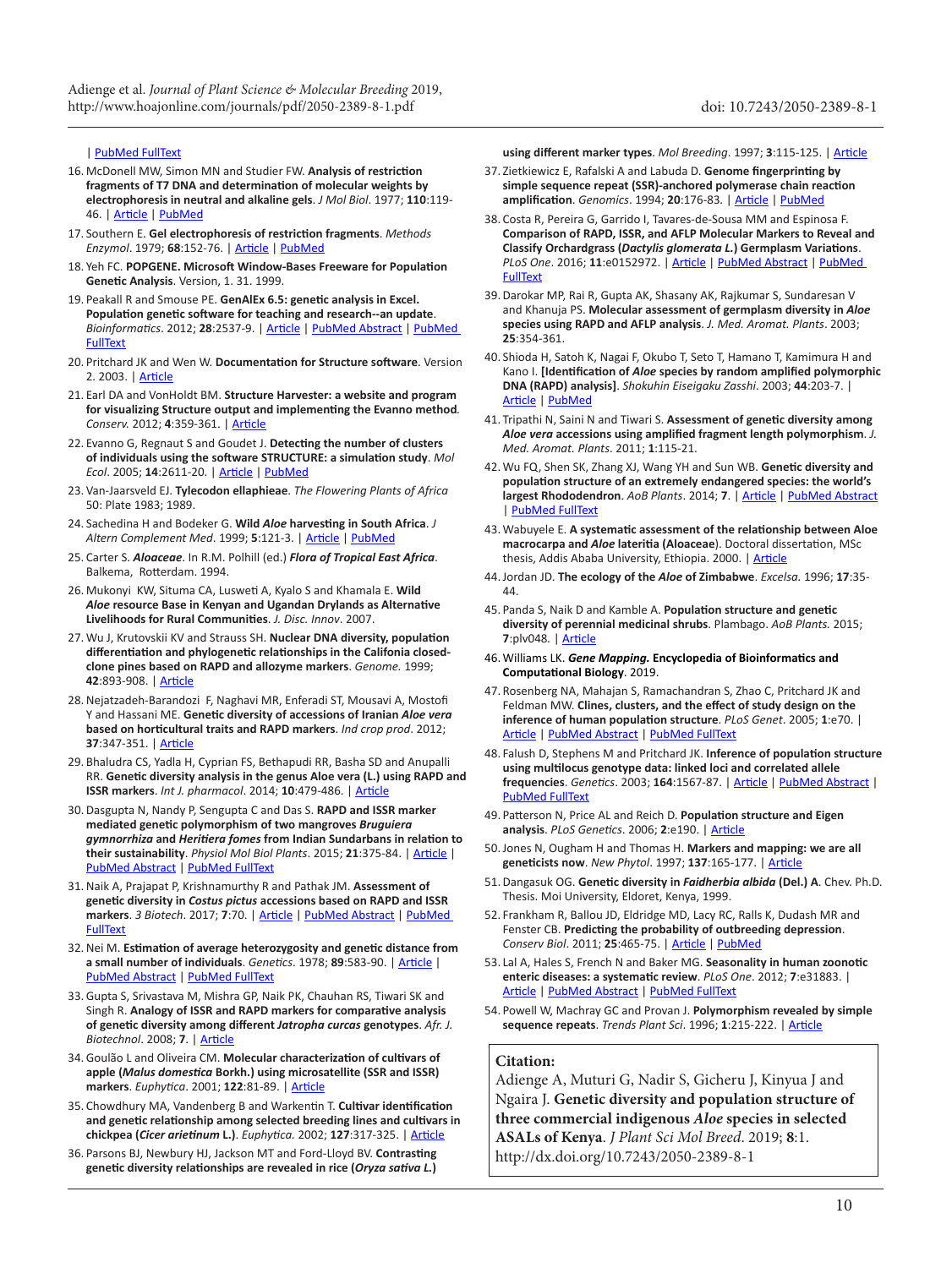| PubMed FullText

16. McDonell MW, Simon MN and Studier FW. **Analysis of restriction fragments of T7 DNA and determination of molecular weights by electrophoresis in neutral and alkaline gels**. *J Mol Biol*. 1977; **110**:119-46. | Article | PubMed
17. Southern E. **Gel electrophoresis of restriction fragments**. *Methods Enzymol*. 1979; **68**:152-76. | Article | PubMed
18. Yeh FC. **POPGENE. Microsoft Window-Bases Freeware for Population Genetic Analysis**. Version, 1. 31. 1999.
19. Peakall R and Smouse PE. **GenAlEx 6.5: genetic analysis in Excel. Population genetic software for teaching and research--an update**. *Bioinformatics*. 2012; **28**:2537-9. | Article | PubMed Abstract | PubMed FullText
20. Pritchard JK and Wen W. **Documentation for Structure software**. Version 2. 2003. | Article
21. Earl DA and VonHoldt BM. **Structure Harvester: a website and program for visualizing Structure output and implementing the Evanno method**. *Conserv.* 2012; **4**:359-361. | Article
22. Evanno G, Regnaut S and Goudet J. **Detecting the number of clusters of individuals using the software STRUCTURE: a simulation study**. *Mol Ecol*. 2005; **14**:2611-20. | Article | PubMed
23. Van-Jaarsveld EJ. **Tylecodon ellaphieae**. *The Flowering Plants of Africa* 50: Plate 1983; 1989.
24. Sachedina H and Bodeker G. **Wild *Aloe* harvesting in South Africa**. *J Altern Complement Med*. 1999; **5**:121-3. | Article | PubMed
25. Carter S. ***Aloaceae***. In R.M. Polhill (ed.) ***Flora of Tropical East Africa***. Balkema, Rotterdam. 1994.
26. Mukonyi KW, Situma CA, Lusweti A, Kyalo S and Khamala E. **Wild *Aloe* resource Base in Kenyan and Ugandan Drylands as Alternative Livelihoods for Rural Communities**. *J. Disc. Innov*. 2007.
27. Wu J, Krutovskii KV and Strauss SH. **Nuclear DNA diversity, population differentiation and phylogenetic relationships in the Califonia closed-clone pines based on RAPD and allozyme markers**. *Genome.* 1999; **42**:893-908. | Article
28. Nejatzadeh-Barandozi F, Naghavi MR, Enferadi ST, Mousavi A, Mostofi Y and Hassani ME. **Genetic diversity of accessions of Iranian *Aloe vera* based on horticultural traits and RAPD markers**. *Ind crop prod*. 2012; **37**:347-351. | Article
29. Bhaludra CS, Yadla H, Cyprian FS, Bethapudi RR, Basha SD and Anupalli RR. **Genetic diversity analysis in the genus Aloe vera (L.) using RAPD and ISSR markers**. *Int J. pharmacol*. 2014; **10**:479-486. | Article
30. Dasgupta N, Nandy P, Sengupta C and Das S. **RAPD and ISSR marker mediated genetic polymorphism of two mangroves *Bruguiera gymnorrhiza* and *Heritiera fomes* from Indian Sundarbans in relation to their sustainability**. *Physiol Mol Biol Plants*. 2015; **21**:375-84. | Article | PubMed Abstract | PubMed FullText
31. Naik A, Prajapat P, Krishnamurthy R and Pathak JM. **Assessment of genetic diversity in *Costus pictus* accessions based on RAPD and ISSR markers**. *3 Biotech*. 2017; **7**:70. | Article | PubMed Abstract | PubMed FullText
32. Nei M. **Estimation of average heterozygosity and genetic distance from a small number of individuals**. *Genetics*. 1978; **89**:583-90. | Article | PubMed Abstract | PubMed FullText
33. Gupta S, Srivastava M, Mishra GP, Naik PK, Chauhan RS, Tiwari SK and Singh R. **Analogy of ISSR and RAPD markers for comparative analysis of genetic diversity among different *Jatropha curcas* genotypes**. *Afr. J. Biotechnol*. 2008; **7**. | Article
34. Goulão L and Oliveira CM. **Molecular characterization of cultivars of apple (*Malus domestica* Borkh.) using microsatellite (SSR and ISSR) markers**. *Euphytica*. 2001; **122**:81-89. | Article
35. Chowdhury MA, Vandenberg B and Warkentin T. **Cultivar identification and genetic relationship among selected breeding lines and cultivars in chickpea (*Cicer arietinum* L.)**. *Euphytica*. 2002; **127**:317-325. | Article
36. Parsons BJ, Newbury HJ, Jackson MT and Ford-Lloyd BV. **Contrasting genetic diversity relationships are revealed in rice (*Oryza sativa L.*) using different marker types**. *Mol Breeding*. 1997; **3**:115-125. | Article
37. Zietkiewicz E, Rafalski A and Labuda D. **Genome fingerprinting by simple sequence repeat (SSR)-anchored polymerase chain reaction amplification**. *Genomics*. 1994; **20**:176-83. | Article | PubMed
38. Costa R, Pereira G, Garrido I, Tavares-de-Sousa MM and Espinosa F. **Comparison of RAPD, ISSR, and AFLP Molecular Markers to Reveal and Classify Orchardgrass (*Dactylis glomerata L.*) Germplasm Variations**. *PLoS One*. 2016; **11**:e0152972. | Article | PubMed Abstract | PubMed FullText
39. Darokar MP, Rai R, Gupta AK, Shasany AK, Rajkumar S, Sundaresan V and Khanuja PS. **Molecular assessment of germplasm diversity in *Aloe* species using RAPD and AFLP analysis**. *J. Med. Aromat. Plants*. 2003; **25**:354-361.
40. Shioda H, Satoh K, Nagai F, Okubo T, Seto T, Hamano T, Kamimura H and Kano I. **[Identification of *Aloe* species by random amplified polymorphic DNA (RAPD) analysis]**. *Shokuhin Eiseigaku Zasshi*. 2003; **44**:203-7. | Article | PubMed
41. Tripathi N, Saini N and Tiwari S. **Assessment of genetic diversity among *Aloe vera* accessions using amplified fragment length polymorphism**. *J. Med. Aromat. Plants*. 2011; **1**:115-21.
42. Wu FQ, Shen SK, Zhang XJ, Wang YH and Sun WB. **Genetic diversity and population structure of an extremely endangered species: the world's largest Rhododendron**. *AoB Plants*. 2014; **7**. | Article | PubMed Abstract | PubMed FullText
43. Wabuyele E. **A systematic assessment of the relationship between Aloe macrocarpa and *Aloe* lateritia (Aloaceae)**. Doctoral dissertation, MSc thesis, Addis Ababa University, Ethiopia. 2000. | Article
44. Jordan JD. **The ecology of the *Aloe* of Zimbabwe**. *Excelsa.* 1996; **17**:35-44.
45. Panda S, Naik D and Kamble A. **Population structure and genetic diversity of perennial medicinal shrubs**. Plambago. *AoB Plants.* 2015; **7**:plv048. | Article
46. Williams LK. ***Gene Mapping.* Encyclopedia of Bioinformatics and Computational Biology**. 2019.
47. Rosenberg NA, Mahajan S, Ramachandran S, Zhao C, Pritchard JK and Feldman MW. **Clines, clusters, and the effect of study design on the inference of human population structure**. *PLoS Genet*. 2005; **1**:e70. | Article | PubMed Abstract | PubMed FullText
48. Falush D, Stephens M and Pritchard JK. **Inference of population structure using multilocus genotype data: linked loci and correlated allele frequencies**. *Genetics*. 2003; **164**:1567-87. | Article | PubMed Abstract | PubMed FullText
49. Patterson N, Price AL and Reich D. **Population structure and Eigen analysis**. *PLoS Genetics*. 2006; **2**:e190. | Article
50. Jones N, Ougham H and Thomas H. **Markers and mapping: we are all geneticists now**. *New Phytol*. 1997; **137**:165-177. | Article
51. Dangasuk OG. **Genetic diversity in *Faidherbia albida* (Del.) A**. Chev. Ph.D. Thesis. Moi University, Eldoret, Kenya, 1999.
52. Frankham R, Ballou JD, Eldridge MD, Lacy RC, Ralls K, Dudash MR and Fenster CB. **Predicting the probability of outbreeding depression**. *Conserv Biol*. 2011; **25**:465-75. | Article | PubMed
53. Lal A, Hales S, French N and Baker MG. **Seasonality in human zoonotic enteric diseases: a systematic review**. *PLoS One*. 2012; **7**:e31883. | Article | PubMed Abstract | PubMed FullText
54. Powell W, Machray GC and Provan J. **Polymorphism revealed by simple sequence repeats**. *Trends Plant Sci*. 1996; **1**:215-222. | Article

**Citation:**
Adienge A, Muturi G, Nadir S, Gicheru J, Kinyua J and Ngaira J. **Genetic diversity and population structure of three commercial indigenous *Aloe* species in selected ASALs of Kenya**. *J Plant Sci Mol Breed*. 2019; **8**:1. http://dx.doi.org/10.7243/2050-2389-8-1